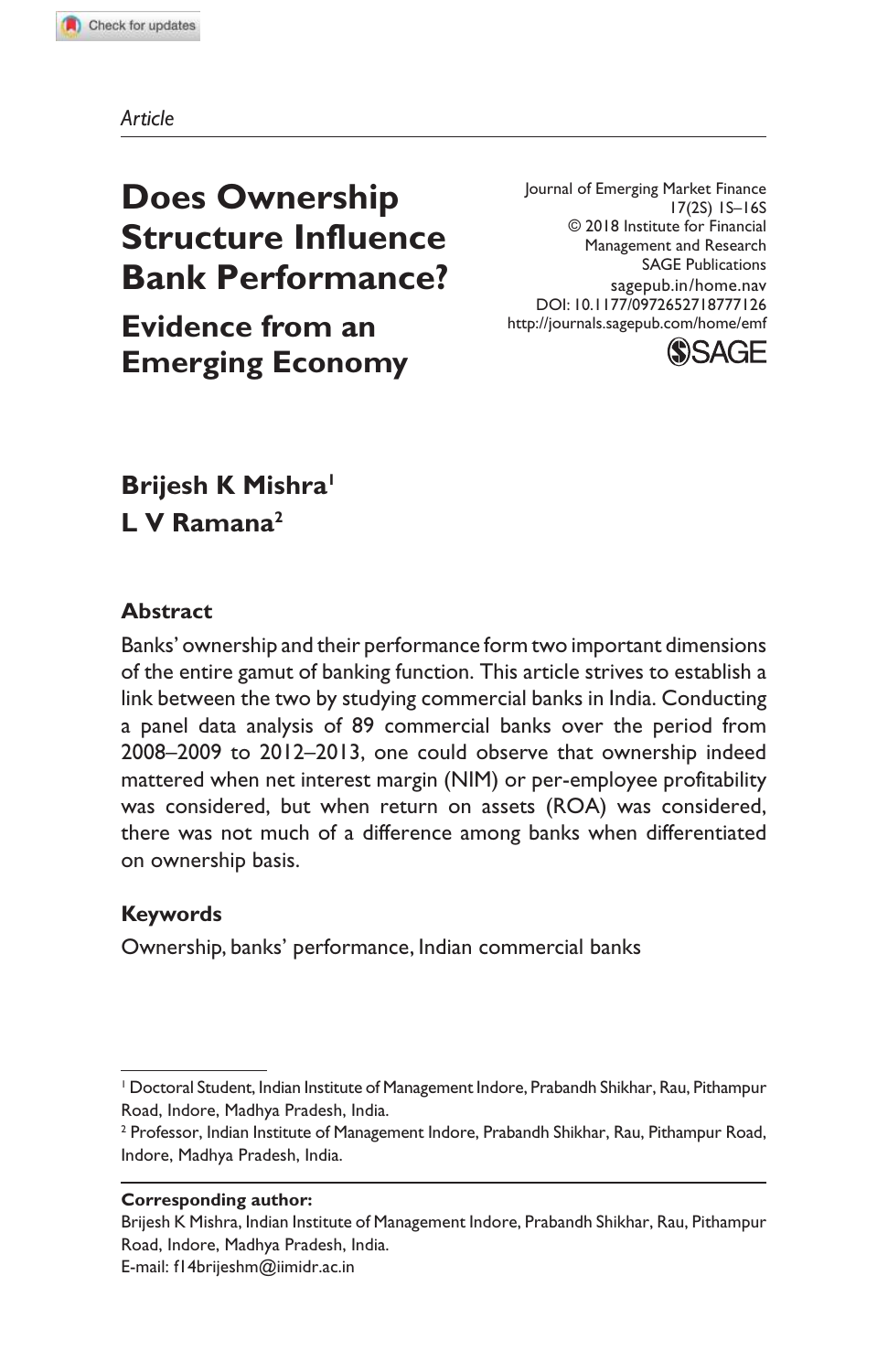*Article*

# Does Ownership Structure Influence Bank Performance?

## Evidence from an Emerging Economy

**Brijesh K Mishra**[1]
**L V Ramana**[2]

### Abstract

Banks' ownership and their performance form two important dimensions of the entire gamut of banking function. This article strives to establish a link between the two by studying commercial banks in India. Conducting a panel data analysis of 89 commercial banks over the period from 2008–2009 to 2012–2013, one could observe that ownership indeed mattered when net interest margin (NIM) or per-employee profitability was considered, but when return on assets (ROA) was considered, there was not much of a difference among banks when differentiated on ownership basis.

### Keywords

Ownership, banks' performance, Indian commercial banks

---

[1] Doctoral Student, Indian Institute of Management Indore, Prabandh Shikhar, Rau, Pithampur Road, Indore, Madhya Pradesh, India.

[2] Professor, Indian Institute of Management Indore, Prabandh Shikhar, Rau, Pithampur Road, Indore, Madhya Pradesh, India.

**Corresponding author:**
Brijesh K Mishra, Indian Institute of Management Indore, Prabandh Shikhar, Rau, Pithampur Road, Indore, Madhya Pradesh, India.
E-mail: f14brijeshm@iimidr.ac.in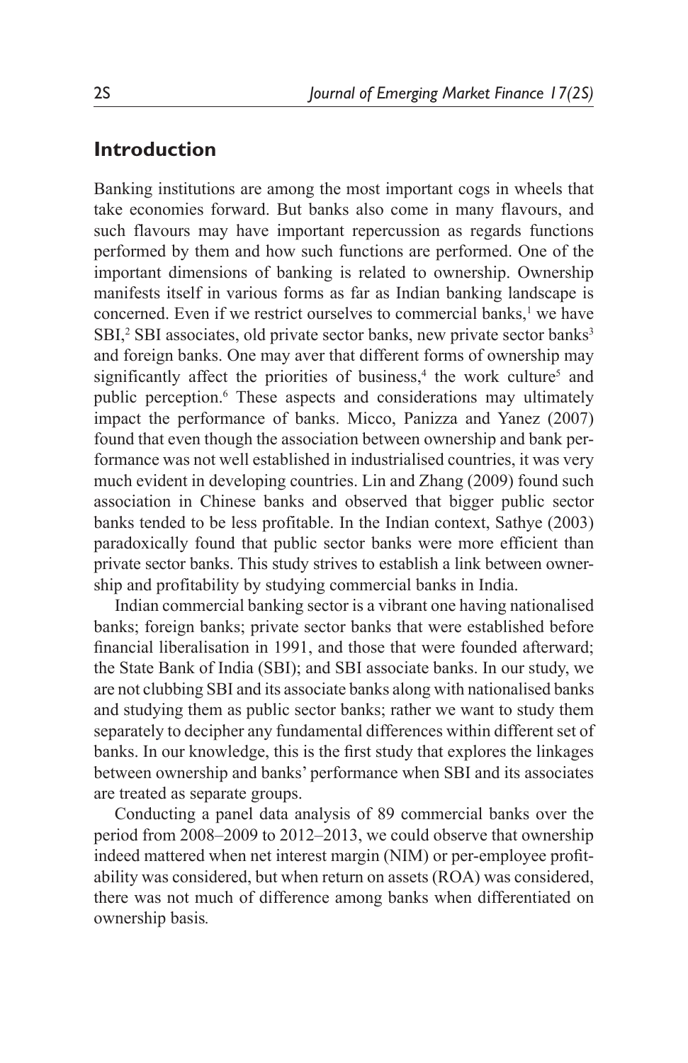## Introduction

Banking institutions are among the most important cogs in wheels that take economies forward. But banks also come in many flavours, and such flavours may have important repercussion as regards functions performed by them and how such functions are performed. One of the important dimensions of banking is related to ownership. Ownership manifests itself in various forms as far as Indian banking landscape is concerned. Even if we restrict ourselves to commercial banks,[1] we have SBI,[2] SBI associates, old private sector banks, new private sector banks[3] and foreign banks. One may aver that different forms of ownership may significantly affect the priorities of business,[4] the work culture[5] and public perception.[6] These aspects and considerations may ultimately impact the performance of banks. Micco, Panizza and Yanez (2007) found that even though the association between ownership and bank performance was not well established in industrialised countries, it was very much evident in developing countries. Lin and Zhang (2009) found such association in Chinese banks and observed that bigger public sector banks tended to be less profitable. In the Indian context, Sathye (2003) paradoxically found that public sector banks were more efficient than private sector banks. This study strives to establish a link between ownership and profitability by studying commercial banks in India.

Indian commercial banking sector is a vibrant one having nationalised banks; foreign banks; private sector banks that were established before financial liberalisation in 1991, and those that were founded afterward; the State Bank of India (SBI); and SBI associate banks. In our study, we are not clubbing SBI and its associate banks along with nationalised banks and studying them as public sector banks; rather we want to study them separately to decipher any fundamental differences within different set of banks. In our knowledge, this is the first study that explores the linkages between ownership and banks' performance when SBI and its associates are treated as separate groups.

Conducting a panel data analysis of 89 commercial banks over the period from 2008–2009 to 2012–2013, we could observe that ownership indeed mattered when net interest margin (NIM) or per-employee profitability was considered, but when return on assets (ROA) was considered, there was not much of difference among banks when differentiated on ownership basis.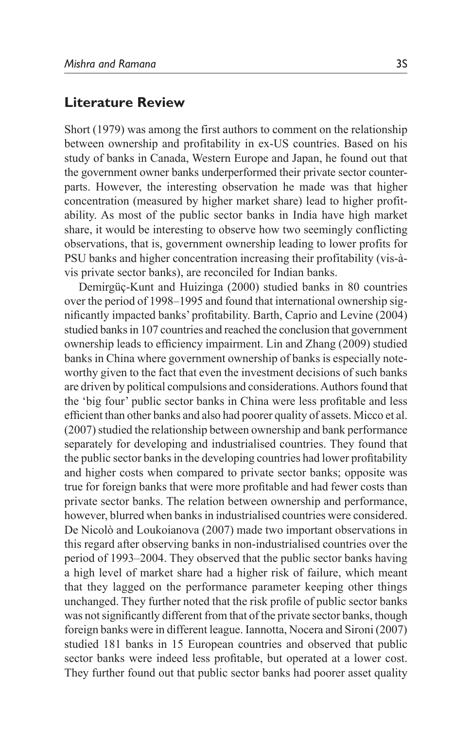## Literature Review

Short (1979) was among the first authors to comment on the relationship between ownership and profitability in ex-US countries. Based on his study of banks in Canada, Western Europe and Japan, he found out that the government owner banks underperformed their private sector counterparts. However, the interesting observation he made was that higher concentration (measured by higher market share) lead to higher profitability. As most of the public sector banks in India have high market share, it would be interesting to observe how two seemingly conflicting observations, that is, government ownership leading to lower profits for PSU banks and higher concentration increasing their profitability (vis-à-vis private sector banks), are reconciled for Indian banks.

Demirgüç-Kunt and Huizinga (2000) studied banks in 80 countries over the period of 1998–1995 and found that international ownership significantly impacted banks' profitability. Barth, Caprio and Levine (2004) studied banks in 107 countries and reached the conclusion that government ownership leads to efficiency impairment. Lin and Zhang (2009) studied banks in China where government ownership of banks is especially noteworthy given to the fact that even the investment decisions of such banks are driven by political compulsions and considerations. Authors found that the 'big four' public sector banks in China were less profitable and less efficient than other banks and also had poorer quality of assets. Micco et al. (2007) studied the relationship between ownership and bank performance separately for developing and industrialised countries. They found that the public sector banks in the developing countries had lower profitability and higher costs when compared to private sector banks; opposite was true for foreign banks that were more profitable and had fewer costs than private sector banks. The relation between ownership and performance, however, blurred when banks in industrialised countries were considered. De Nicolò and Loukoianova (2007) made two important observations in this regard after observing banks in non-industrialised countries over the period of 1993–2004. They observed that the public sector banks having a high level of market share had a higher risk of failure, which meant that they lagged on the performance parameter keeping other things unchanged. They further noted that the risk profile of public sector banks was not significantly different from that of the private sector banks, though foreign banks were in different league. Iannotta, Nocera and Sironi (2007) studied 181 banks in 15 European countries and observed that public sector banks were indeed less profitable, but operated at a lower cost. They further found out that public sector banks had poorer asset quality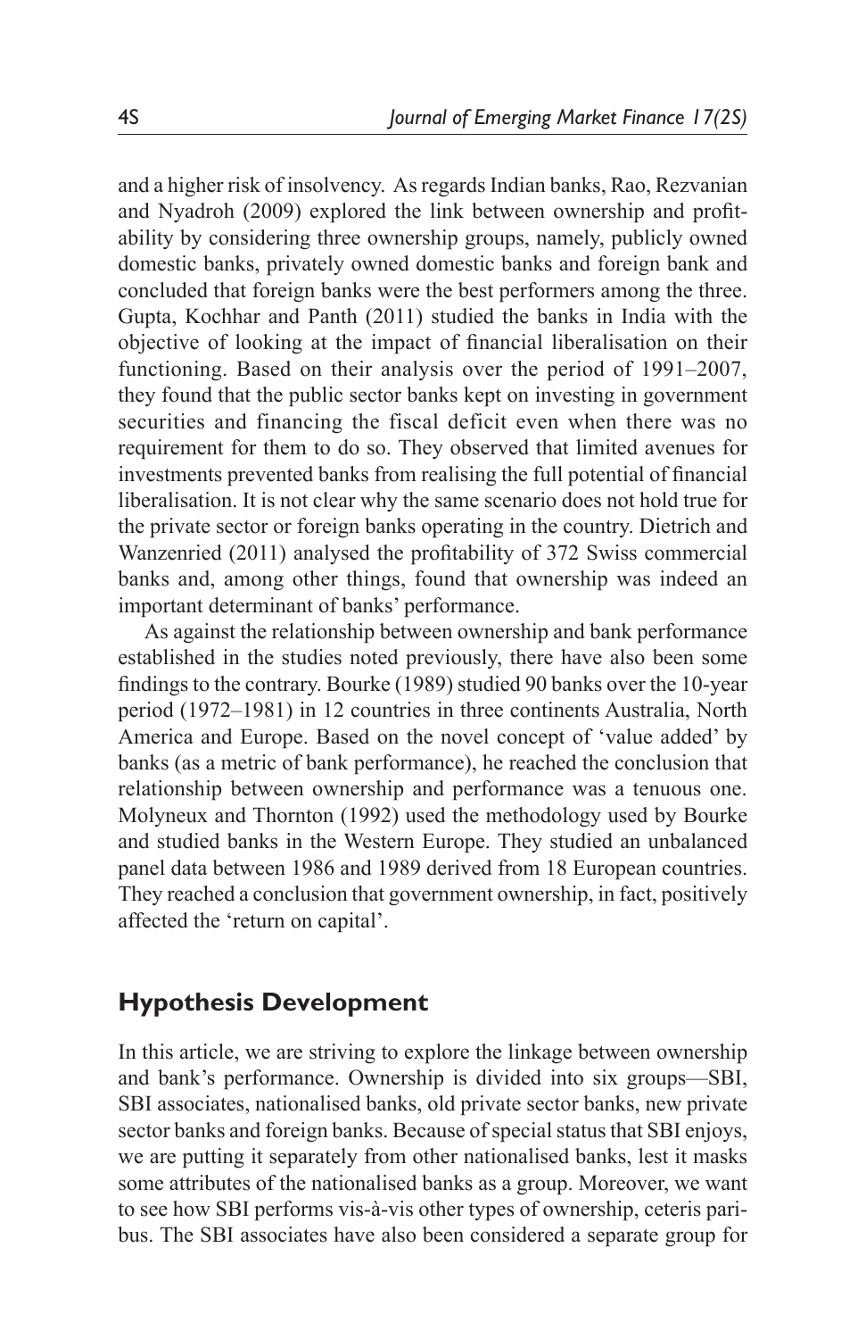and a higher risk of insolvency. As regards Indian banks, Rao, Rezvanian and Nyadroh (2009) explored the link between ownership and profitability by considering three ownership groups, namely, publicly owned domestic banks, privately owned domestic banks and foreign bank and concluded that foreign banks were the best performers among the three. Gupta, Kochhar and Panth (2011) studied the banks in India with the objective of looking at the impact of financial liberalisation on their functioning. Based on their analysis over the period of 1991–2007, they found that the public sector banks kept on investing in government securities and financing the fiscal deficit even when there was no requirement for them to do so. They observed that limited avenues for investments prevented banks from realising the full potential of financial liberalisation. It is not clear why the same scenario does not hold true for the private sector or foreign banks operating in the country. Dietrich and Wanzenried (2011) analysed the profitability of 372 Swiss commercial banks and, among other things, found that ownership was indeed an important determinant of banks' performance.

As against the relationship between ownership and bank performance established in the studies noted previously, there have also been some findings to the contrary. Bourke (1989) studied 90 banks over the 10-year period (1972–1981) in 12 countries in three continents Australia, North America and Europe. Based on the novel concept of 'value added' by banks (as a metric of bank performance), he reached the conclusion that relationship between ownership and performance was a tenuous one. Molyneux and Thornton (1992) used the methodology used by Bourke and studied banks in the Western Europe. They studied an unbalanced panel data between 1986 and 1989 derived from 18 European countries. They reached a conclusion that government ownership, in fact, positively affected the 'return on capital'.

## Hypothesis Development

In this article, we are striving to explore the linkage between ownership and bank's performance. Ownership is divided into six groups—SBI, SBI associates, nationalised banks, old private sector banks, new private sector banks and foreign banks. Because of special status that SBI enjoys, we are putting it separately from other nationalised banks, lest it masks some attributes of the nationalised banks as a group. Moreover, we want to see how SBI performs vis-à-vis other types of ownership, ceteris paribus. The SBI associates have also been considered a separate group for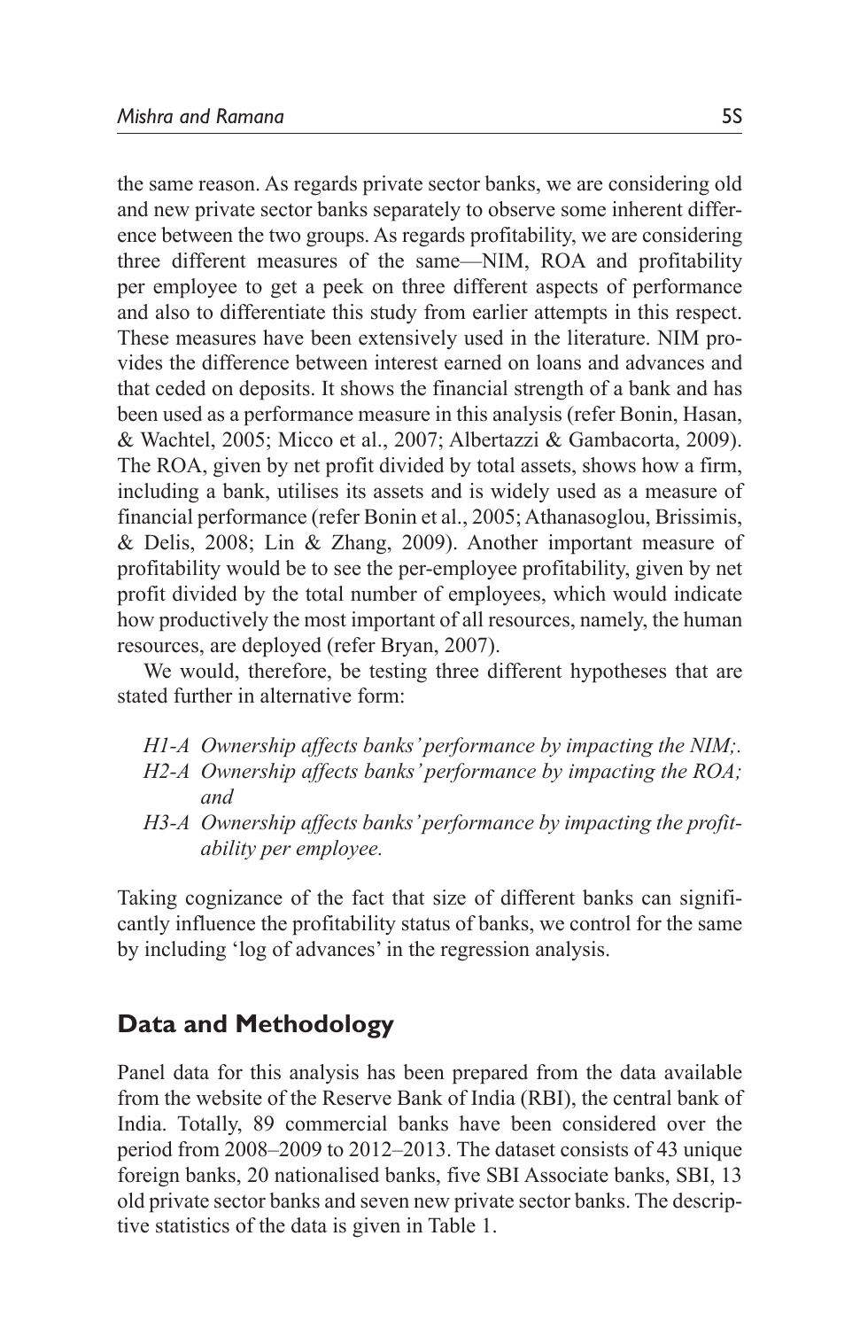the same reason. As regards private sector banks, we are considering old and new private sector banks separately to observe some inherent difference between the two groups. As regards profitability, we are considering three different measures of the same—NIM, ROA and profitability per employee to get a peek on three different aspects of performance and also to differentiate this study from earlier attempts in this respect. These measures have been extensively used in the literature. NIM provides the difference between interest earned on loans and advances and that ceded on deposits. It shows the financial strength of a bank and has been used as a performance measure in this analysis (refer Bonin, Hasan, & Wachtel, 2005; Micco et al., 2007; Albertazzi & Gambacorta, 2009). The ROA, given by net profit divided by total assets, shows how a firm, including a bank, utilises its assets and is widely used as a measure of financial performance (refer Bonin et al., 2005; Athanasoglou, Brissimis, & Delis, 2008; Lin & Zhang, 2009). Another important measure of profitability would be to see the per-employee profitability, given by net profit divided by the total number of employees, which would indicate how productively the most important of all resources, namely, the human resources, are deployed (refer Bryan, 2007).

We would, therefore, be testing three different hypotheses that are stated further in alternative form:

- *H1-A Ownership affects banks' performance by impacting the NIM;.*
- *H2-A Ownership affects banks' performance by impacting the ROA; and*
- *H3-A Ownership affects banks' performance by impacting the profitability per employee.*

Taking cognizance of the fact that size of different banks can significantly influence the profitability status of banks, we control for the same by including 'log of advances' in the regression analysis.

## Data and Methodology

Panel data for this analysis has been prepared from the data available from the website of the Reserve Bank of India (RBI), the central bank of India. Totally, 89 commercial banks have been considered over the period from 2008–2009 to 2012–2013. The dataset consists of 43 unique foreign banks, 20 nationalised banks, five SBI Associate banks, SBI, 13 old private sector banks and seven new private sector banks. The descriptive statistics of the data is given in Table 1.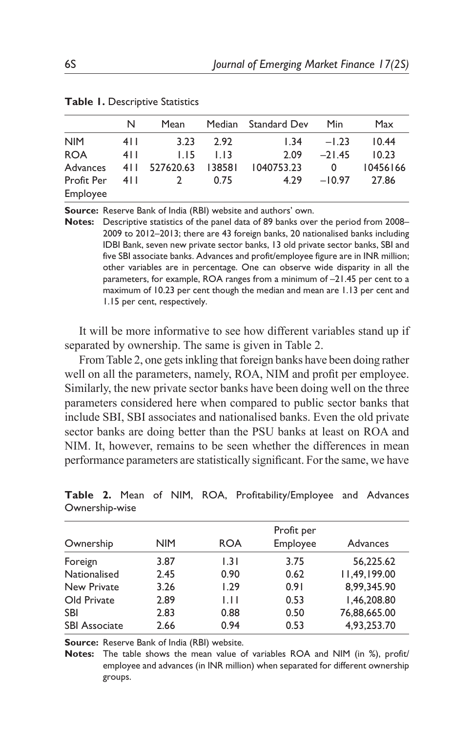**Table 1.** Descriptive Statistics

| | N | Mean | Median | Standard Dev | Min | Max |
|---|---|---|---|---|---|---|
| NIM | 411 | 3.23 | 2.92 | 1.34 | –1.23 | 10.44 |
| ROA | 411 | 1.15 | 1.13 | 2.09 | –21.45 | 10.23 |
| Advances | 411 | 527620.63 | 138581 | 1040753.23 | 0 | 10456166 |
| Profit Per Employee | 411 | 2 | 0.75 | 4.29 | –10.97 | 27.86 |

**Source:** Reserve Bank of India (RBI) website and authors' own.

**Notes:** Descriptive statistics of the panel data of 89 banks over the period from 2008–2009 to 2012–2013; there are 43 foreign banks, 20 nationalised banks including IDBI Bank, seven new private sector banks, 13 old private sector banks, SBI and five SBI associate banks. Advances and profit/employee figure are in INR million; other variables are in percentage. One can observe wide disparity in all the parameters, for example, ROA ranges from a minimum of –21.45 per cent to a maximum of 10.23 per cent though the median and mean are 1.13 per cent and 1.15 per cent, respectively.

It will be more informative to see how different variables stand up if separated by ownership. The same is given in Table 2.

From Table 2, one gets inkling that foreign banks have been doing rather well on all the parameters, namely, ROA, NIM and profit per employee. Similarly, the new private sector banks have been doing well on the three parameters considered here when compared to public sector banks that include SBI, SBI associates and nationalised banks. Even the old private sector banks are doing better than the PSU banks at least on ROA and NIM. It, however, remains to be seen whether the differences in mean performance parameters are statistically significant. For the same, we have

**Table 2.** Mean of NIM, ROA, Profitability/Employee and Advances Ownership-wise

| Ownership | NIM | ROA | Profit per Employee | Advances |
|---|---|---|---|---|
| Foreign | 3.87 | 1.31 | 3.75 | 56,225.62 |
| Nationalised | 2.45 | 0.90 | 0.62 | 11,49,199.00 |
| New Private | 3.26 | 1.29 | 0.91 | 8,99,345.90 |
| Old Private | 2.89 | 1.11 | 0.53 | 1,46,208.80 |
| SBI | 2.83 | 0.88 | 0.50 | 76,88,665.00 |
| SBI Associate | 2.66 | 0.94 | 0.53 | 4,93,253.70 |

**Source:** Reserve Bank of India (RBI) website.

**Notes:** The table shows the mean value of variables ROA and NIM (in %), profit/employee and advances (in INR million) when separated for different ownership groups.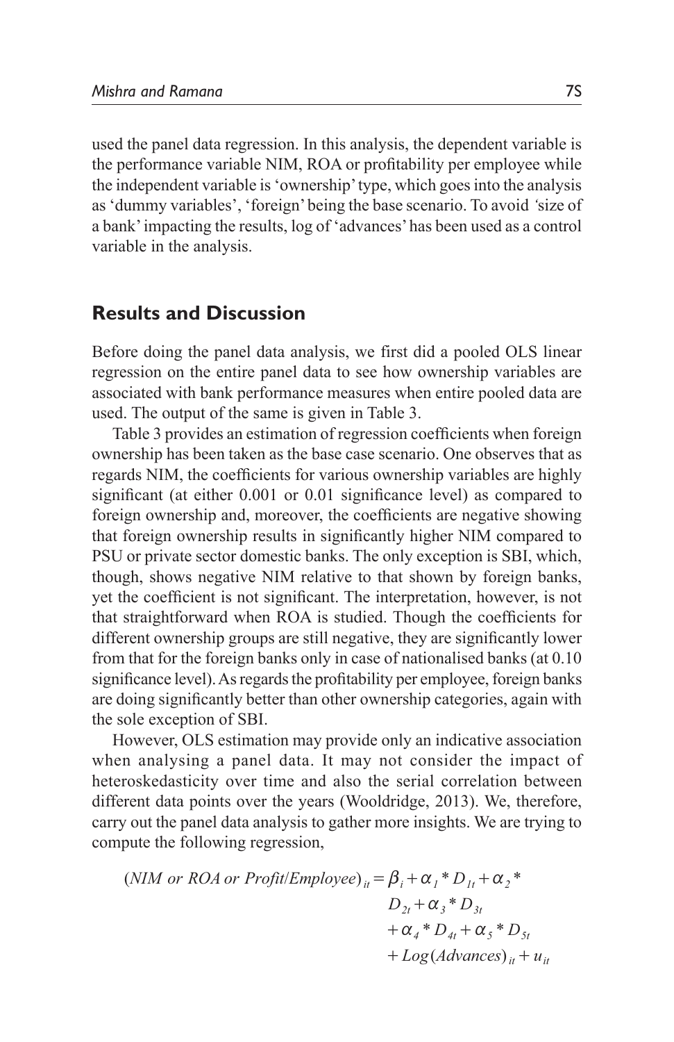used the panel data regression. In this analysis, the dependent variable is the performance variable NIM, ROA or profitability per employee while the independent variable is 'ownership' type, which goes into the analysis as 'dummy variables', 'foreign' being the base scenario. To avoid 'size of a bank' impacting the results, log of 'advances' has been used as a control variable in the analysis.

## Results and Discussion

Before doing the panel data analysis, we first did a pooled OLS linear regression on the entire panel data to see how ownership variables are associated with bank performance measures when entire pooled data are used. The output of the same is given in Table 3.

Table 3 provides an estimation of regression coefficients when foreign ownership has been taken as the base case scenario. One observes that as regards NIM, the coefficients for various ownership variables are highly significant (at either 0.001 or 0.01 significance level) as compared to foreign ownership and, moreover, the coefficients are negative showing that foreign ownership results in significantly higher NIM compared to PSU or private sector domestic banks. The only exception is SBI, which, though, shows negative NIM relative to that shown by foreign banks, yet the coefficient is not significant. The interpretation, however, is not that straightforward when ROA is studied. Though the coefficients for different ownership groups are still negative, they are significantly lower from that for the foreign banks only in case of nationalised banks (at 0.10 significance level). As regards the profitability per employee, foreign banks are doing significantly better than other ownership categories, again with the sole exception of SBI.

However, OLS estimation may provide only an indicative association when analysing a panel data. It may not consider the impact of heteroskedasticity over time and also the serial correlation between different data points over the years (Wooldridge, 2013). We, therefore, carry out the panel data analysis to gather more insights. We are trying to compute the following regression,

$$(NIM \ or \ ROA \ or \ Profit/Employee)_{it} = \beta_i + \alpha_1 * D_{1t} + \alpha_2 * D_{2t} + \alpha_3 * D_{3t} + \alpha_4 * D_{4t} + \alpha_5 * D_{5t} + Log(Advances)_{it} + u_{it}$$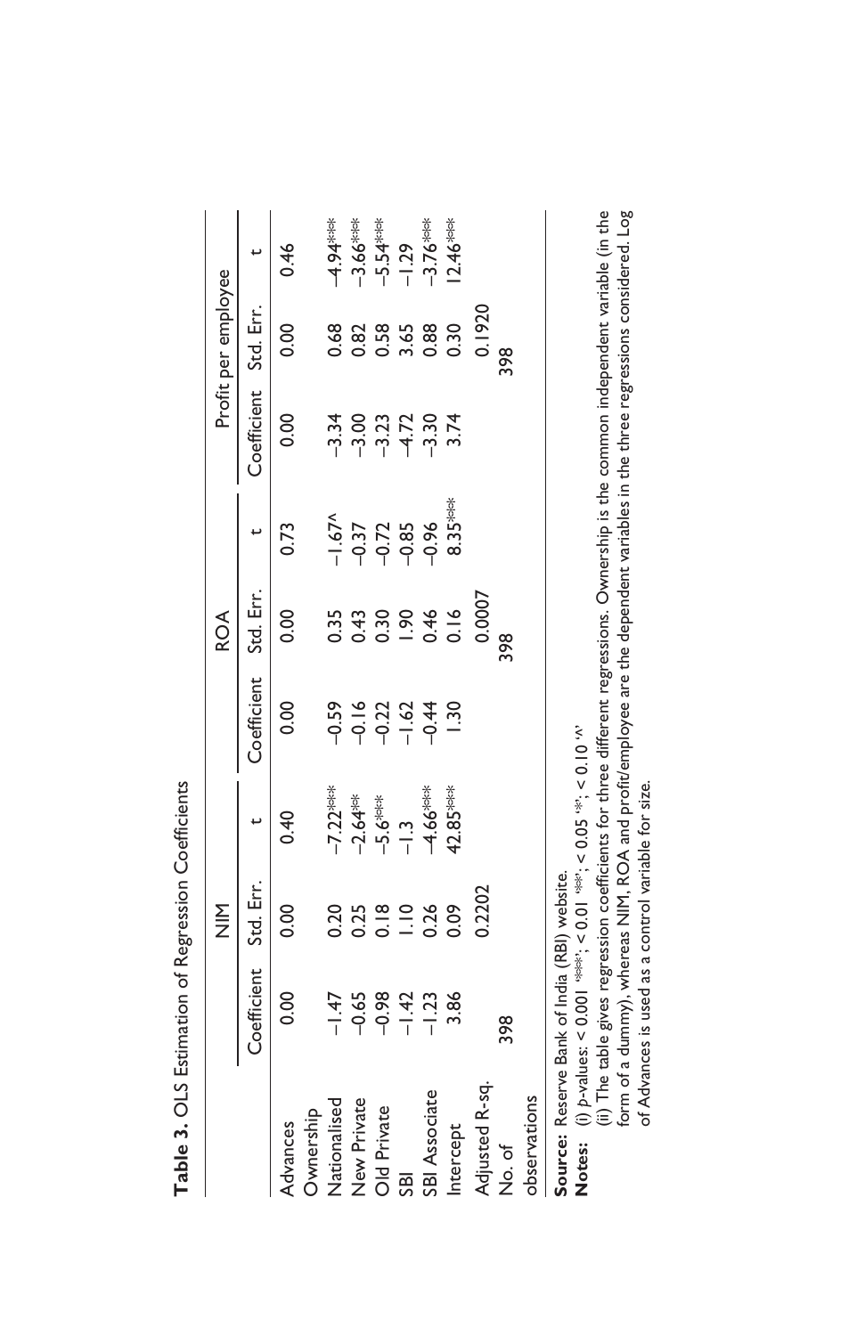**Table 3.** OLS Estimation of Regression Coefficients

| | NIM | | | ROA | | | Profit per employee | | |
|---|---|---|---|---|---|---|---|---|---|
| | Coefficient | Std. Err. | t | Coefficient | Std. Err. | t | Coefficient | Std. Err. | t |
| Advances | 0.00 | 0.00 | 0.40 | 0.00 | 0.00 | 0.73 | 0.00 | 0.00 | 0.46 |
| Ownership | | | | | | | | | |
| Nationalised | –1.47 | 0.20 | –7.22*** | –0.59 | 0.35 | –1.67^ | –3.34 | 0.68 | –4.94*** |
| New Private | –0.65 | 0.25 | –2.64** | –0.16 | 0.43 | –0.37 | –3.00 | 0.82 | –3.66*** |
| Old Private | –0.98 | 0.18 | –5.6*** | –0.22 | 0.30 | –0.72 | –3.23 | 0.58 | –5.54*** |
| SBI | –1.42 | 1.10 | –1.3 | –1.62 | 1.90 | –0.85 | –4.72 | 3.65 | –1.29 |
| SBI Associate | –1.23 | 0.26 | –4.66*** | –0.44 | 0.46 | –0.96 | –3.30 | 0.88 | –3.76*** |
| Intercept | 3.86 | 0.09 | 42.85*** | 1.30 | 0.16 | 8.35*** | 3.74 | 0.30 | 12.46*** |
| Adjusted R-sq. | | 0.2202 | | | 0.0007 | | | 0.1920 | |
| No. of observations | 398 | | | | 398 | | | 398 | |

**Source:** Reserve Bank of India (RBI) website.

**Notes:** (i) $p$-values: < 0.001 '***'; < 0.01 '**'; < 0.05 '*'; < 0.10 '^'

(ii) The table gives regression coefficients for three different regressions. Ownership is the common independent variable (in the form of a dummy), whereas NIM, ROA and profit/employee are the dependent variables in the three regressions considered. Log of Advances is used as a control variable for size.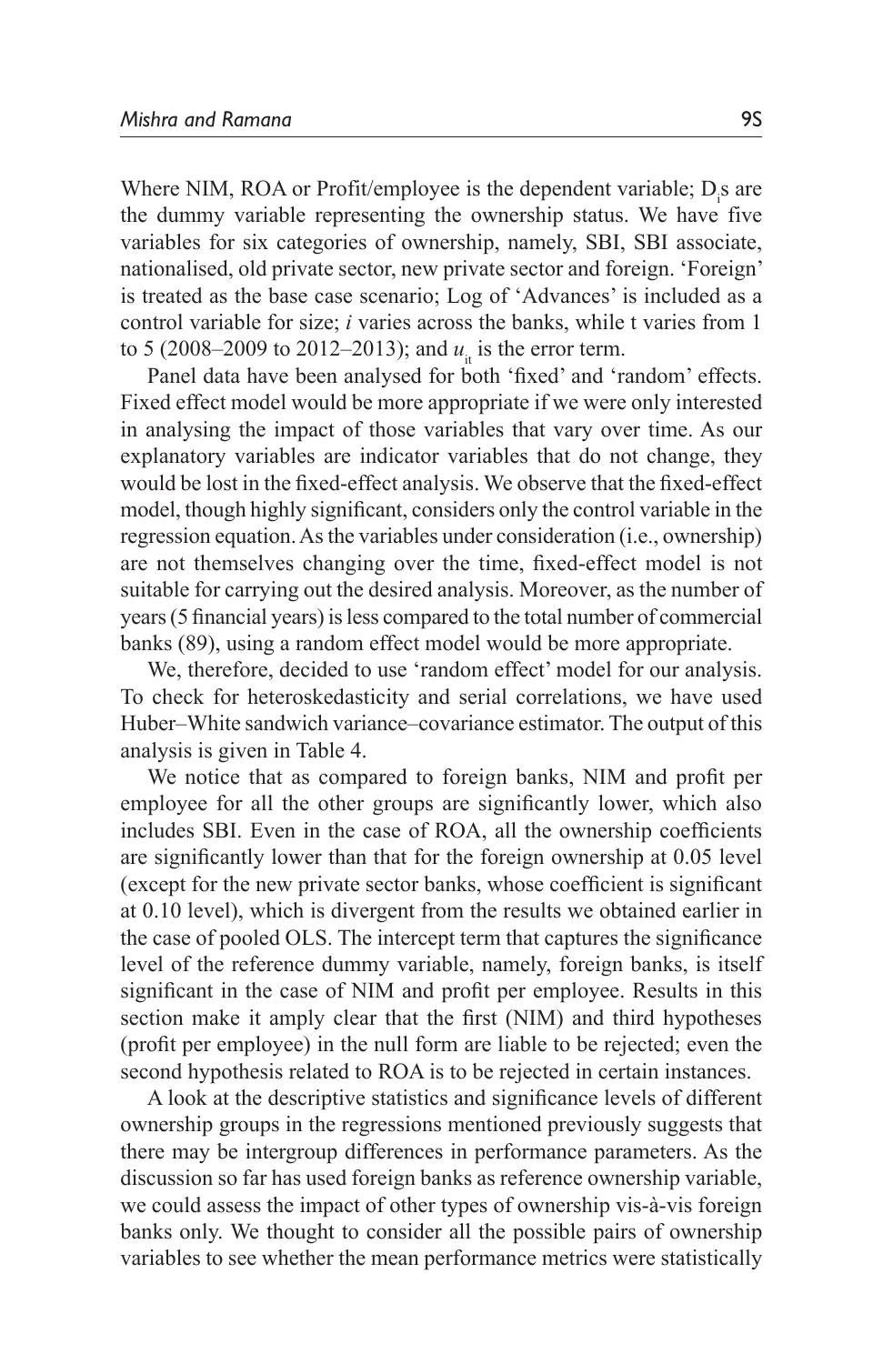Where NIM, ROA or Profit/employee is the dependent variable; $D_i$s are the dummy variable representing the ownership status. We have five variables for six categories of ownership, namely, SBI, SBI associate, nationalised, old private sector, new private sector and foreign. 'Foreign' is treated as the base case scenario; Log of 'Advances' is included as a control variable for size; *i* varies across the banks, while t varies from 1 to 5 (2008–2009 to 2012–2013); and $u_{it}$ is the error term.

Panel data have been analysed for both 'fixed' and 'random' effects. Fixed effect model would be more appropriate if we were only interested in analysing the impact of those variables that vary over time. As our explanatory variables are indicator variables that do not change, they would be lost in the fixed-effect analysis. We observe that the fixed-effect model, though highly significant, considers only the control variable in the regression equation. As the variables under consideration (i.e., ownership) are not themselves changing over the time, fixed-effect model is not suitable for carrying out the desired analysis. Moreover, as the number of years (5 financial years) is less compared to the total number of commercial banks (89), using a random effect model would be more appropriate.

We, therefore, decided to use 'random effect' model for our analysis. To check for heteroskedasticity and serial correlations, we have used Huber–White sandwich variance–covariance estimator. The output of this analysis is given in Table 4.

We notice that as compared to foreign banks, NIM and profit per employee for all the other groups are significantly lower, which also includes SBI. Even in the case of ROA, all the ownership coefficients are significantly lower than that for the foreign ownership at 0.05 level (except for the new private sector banks, whose coefficient is significant at 0.10 level), which is divergent from the results we obtained earlier in the case of pooled OLS. The intercept term that captures the significance level of the reference dummy variable, namely, foreign banks, is itself significant in the case of NIM and profit per employee. Results in this section make it amply clear that the first (NIM) and third hypotheses (profit per employee) in the null form are liable to be rejected; even the second hypothesis related to ROA is to be rejected in certain instances.

A look at the descriptive statistics and significance levels of different ownership groups in the regressions mentioned previously suggests that there may be intergroup differences in performance parameters. As the discussion so far has used foreign banks as reference ownership variable, we could assess the impact of other types of ownership vis-à-vis foreign banks only. We thought to consider all the possible pairs of ownership variables to see whether the mean performance metrics were statistically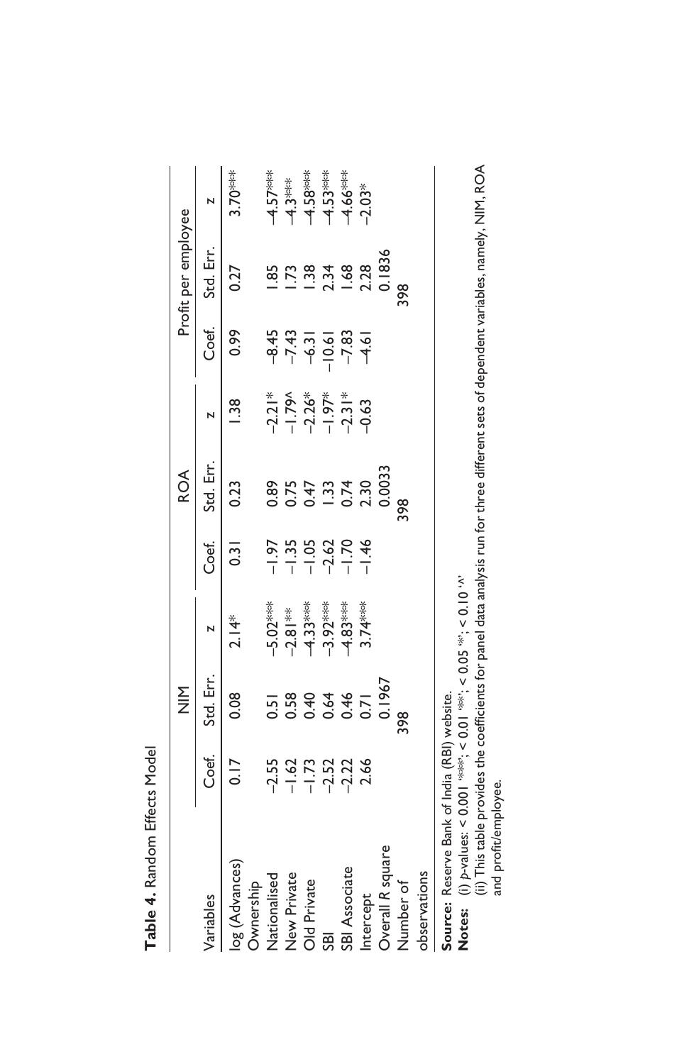**Table 4.** Random Effects Model

| Variables | NIM | | | ROA | | | Profit per employee | | |
|---|---|---|---|---|---|---|---|---|---|
| | Coef. | Std. Err. | z | Coef. | Std. Err. | z | Coef. | Std. Err. | z |
| log (Advances) | 0.17 | 0.08 | 2.14* | 0.31 | 0.23 | 1.38 | 0.99 | 0.27 | 3.70*** |
| Ownership | | | | | | | | | |
| Nationalised | −2.55 | 0.51 | −5.02*** | −1.97 | 0.89 | −2.21* | −8.45 | 1.85 | −4.57*** |
| New Private | −1.62 | 0.58 | −2.81** | −1.35 | 0.75 | −1.79^ | −7.43 | 1.73 | −4.3*** |
| Old Private | −1.73 | 0.40 | −4.33*** | −1.05 | 0.47 | −2.26* | −6.31 | 1.38 | −4.58*** |
| SBI | −2.52 | 0.64 | −3.92*** | −2.62 | 1.33 | −1.97* | −10.61 | 2.34 | −4.53*** |
| SBI Associate | −2.22 | 0.46 | −4.83*** | −1.70 | 0.74 | −2.31* | −7.83 | 1.68 | −4.66*** |
| Intercept | 2.66 | 0.71 | 3.74*** | −1.46 | 2.30 | −0.63 | −4.61 | 2.28 | −2.03* |
| Overall R square | | 0.1967 | | | 0.0033 | | | 0.1836 | |
| Number of observations | | 398 | | | 398 | | | 398 | |

**Source:** Reserve Bank of India (RBI) website.

**Notes:** (i) *p*-values: < 0.001 '***'; < 0.01 '**'; < 0.05 '*'; < 0.10 '^'

(ii) This table provides the coefficients for panel data analysis run for three different sets of dependent variables, namely, NIM, ROA and profit/employee.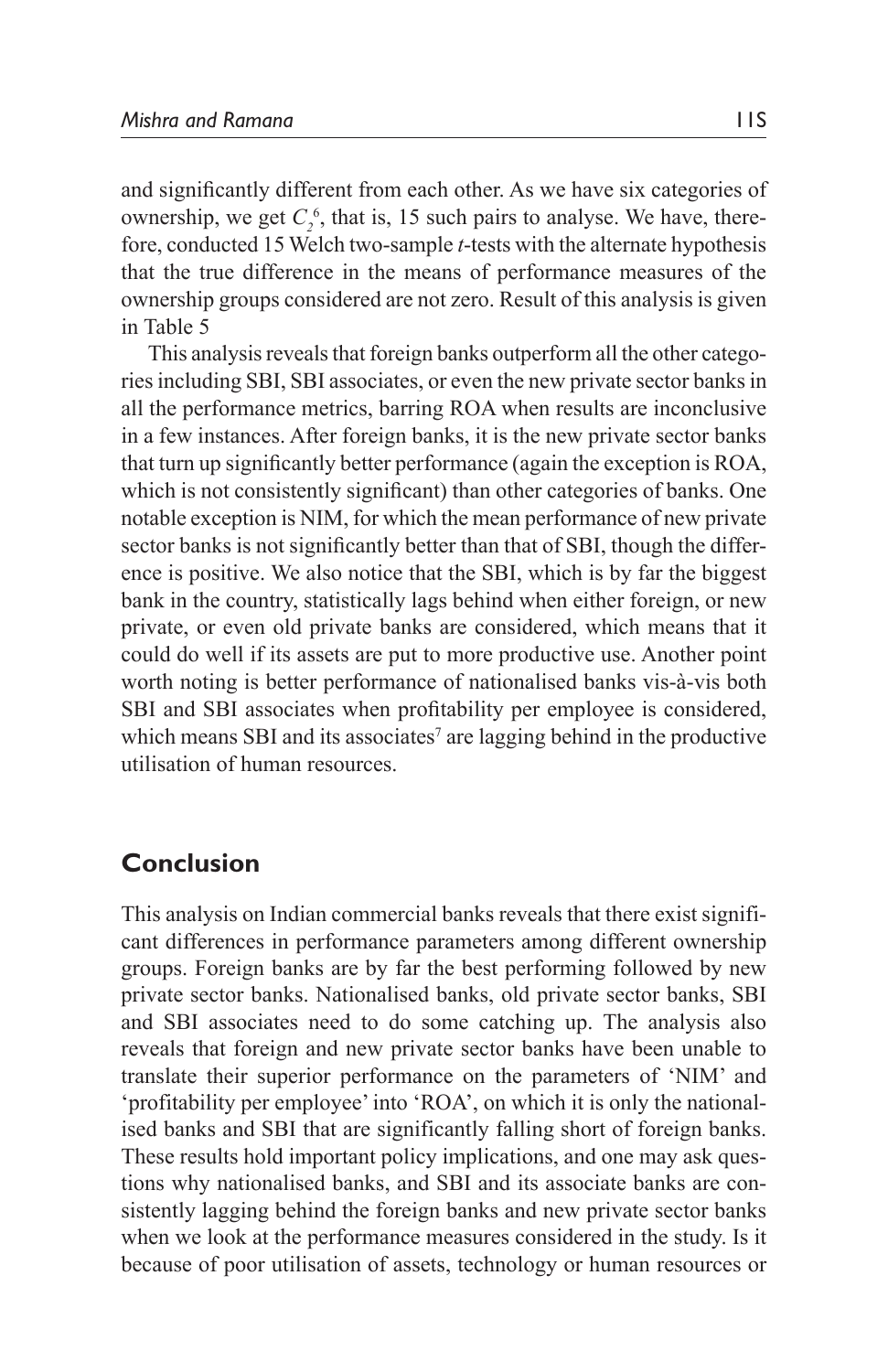and significantly different from each other. As we have six categories of ownership, we get $C_2^6$, that is, 15 such pairs to analyse. We have, therefore, conducted 15 Welch two-sample *t*-tests with the alternate hypothesis that the true difference in the means of performance measures of the ownership groups considered are not zero. Result of this analysis is given in Table 5

This analysis reveals that foreign banks outperform all the other categories including SBI, SBI associates, or even the new private sector banks in all the performance metrics, barring ROA when results are inconclusive in a few instances. After foreign banks, it is the new private sector banks that turn up significantly better performance (again the exception is ROA, which is not consistently significant) than other categories of banks. One notable exception is NIM, for which the mean performance of new private sector banks is not significantly better than that of SBI, though the difference is positive. We also notice that the SBI, which is by far the biggest bank in the country, statistically lags behind when either foreign, or new private, or even old private banks are considered, which means that it could do well if its assets are put to more productive use. Another point worth noting is better performance of nationalised banks vis-à-vis both SBI and SBI associates when profitability per employee is considered, which means SBI and its associates[7] are lagging behind in the productive utilisation of human resources.

## Conclusion

This analysis on Indian commercial banks reveals that there exist significant differences in performance parameters among different ownership groups. Foreign banks are by far the best performing followed by new private sector banks. Nationalised banks, old private sector banks, SBI and SBI associates need to do some catching up. The analysis also reveals that foreign and new private sector banks have been unable to translate their superior performance on the parameters of 'NIM' and 'profitability per employee' into 'ROA', on which it is only the nationalised banks and SBI that are significantly falling short of foreign banks. These results hold important policy implications, and one may ask questions why nationalised banks, and SBI and its associate banks are consistently lagging behind the foreign banks and new private sector banks when we look at the performance measures considered in the study. Is it because of poor utilisation of assets, technology or human resources or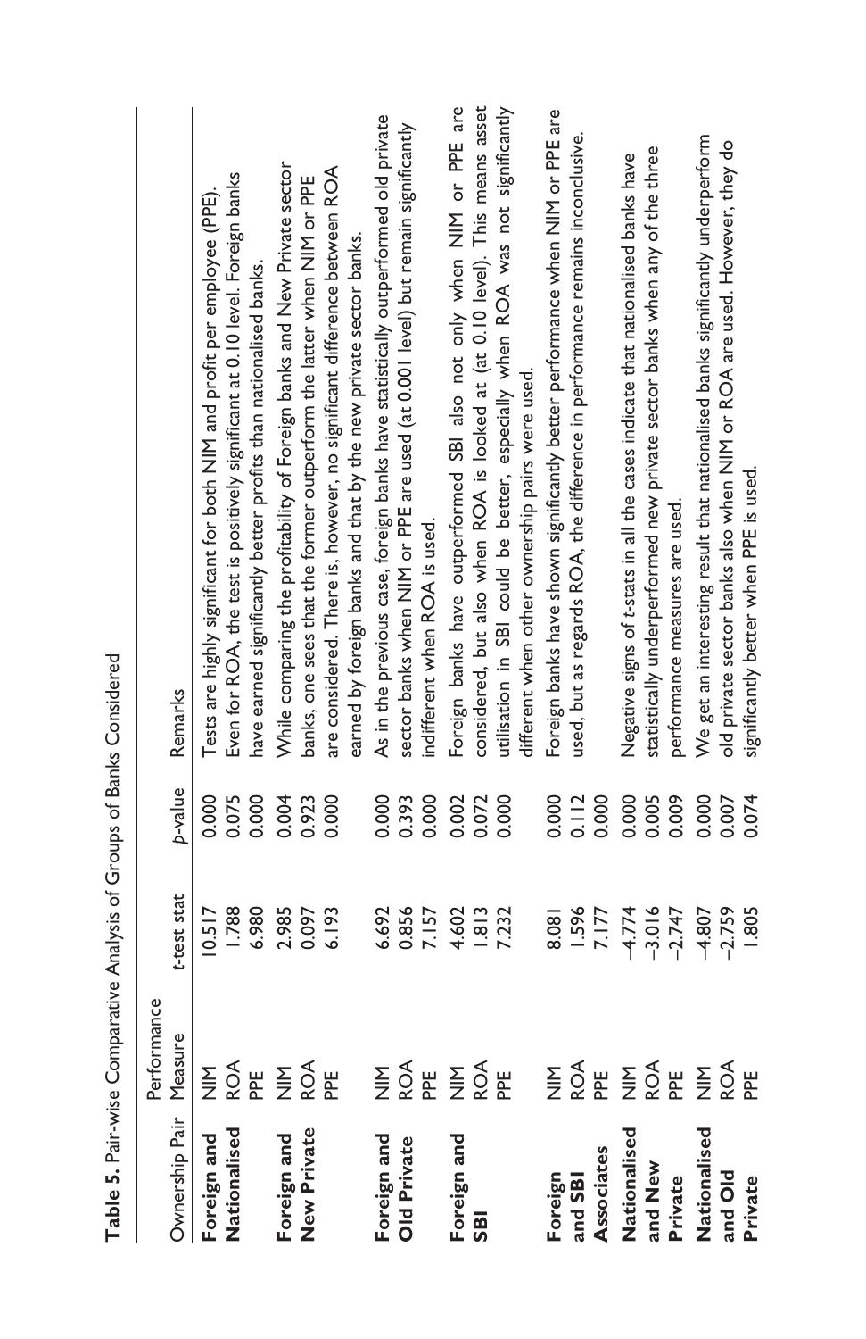**Table 5.** Pair-wise Comparative Analysis of Groups of Banks Considered

| Ownership Pair | Performance Measure | *t*-test stat | *p*-value | Remarks |
|---|---|---|---|---|
| **Foreign and Nationalised** | NIM | 10.517 | 0.000 | Tests are highly significant for both NIM and profit per employee (PPE). Even for ROA, the test is positively significant at 0.10 level. Foreign banks have earned significantly better profits than nationalised banks. |
| | ROA | 1.788 | 0.075 | |
| | PPE | 6.980 | 0.000 | |
| **Foreign and New Private** | NIM | 2.985 | 0.004 | While comparing the profitability of Foreign banks and New Private sector banks, one sees that the former outperform the latter when NIM or PPE are considered. There is, however, no significant difference between ROA earned by foreign banks and that by the new private sector banks. |
| | ROA | 0.097 | 0.923 | |
| | PPE | 6.193 | 0.000 | |
| **Foreign and Old Private** | NIM | 6.692 | 0.000 | As in the previous case, foreign banks have statistically outperformed old private sector banks when NIM or PPE are used (at 0.001 level) but remain significantly indifferent when ROA is used. |
| | ROA | 0.856 | 0.393 | |
| | PPE | 7.157 | 0.000 | |
| **Foreign and SBI** | NIM | 4.602 | 0.002 | Foreign banks have outperformed SBI also not only when NIM or PPE are considered, but also when ROA is looked at (at 0.10 level). This means asset utilisation in SBI could be better, especially when ROA was not significantly different when other ownership pairs were used. |
| | ROA | 1.813 | 0.072 | |
| | PPE | 7.232 | 0.000 | |
| **Foreign and SBI Associates** | NIM | 8.081 | 0.000 | Foreign banks have shown significantly better performance when NIM or PPE are used, but as regards ROA, the difference in performance remains inconclusive. |
| | ROA | 1.596 | 0.112 | |
| | PPE | 7.177 | 0.000 | |
| **Nationalised and New Private** | NIM | –4.774 | 0.000 | Negative signs of *t*-stats in all the cases indicate that nationalised banks have statistically underperformed new private sector banks when any of the three performance measures are used. |
| | ROA | –3.016 | 0.005 | |
| | PPE | –2.747 | 0.009 | |
| **Nationalised and Old Private** | NIM | –4.807 | 0.000 | We get an interesting result that nationalised banks significantly underperform old private sector banks also when NIM or ROA are used. However, they do significantly better when PPE is used. |
| | ROA | –2.759 | 0.007 | |
| | PPE | 1.805 | 0.074 | |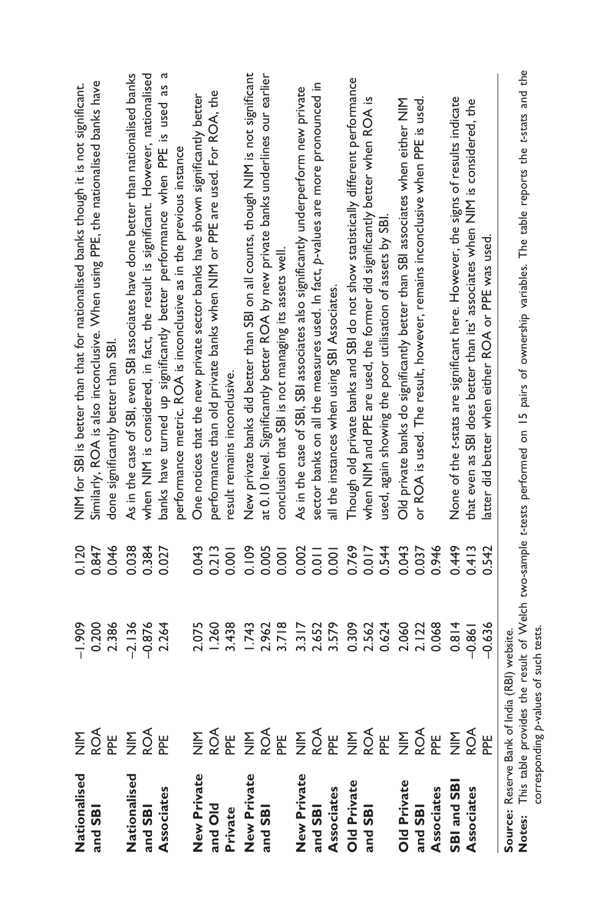| | | | | |
|---|---|---|---|---|
| **Nationalised and SBI** | NIM | −1.909 | 0.120 | NIM for SBI is better than that for nationalised banks though it is not significant. Similarly, ROA is also inconclusive. When using PPE, the nationalised banks have done significantly better than SBI. |
| | ROA | 0.200 | 0.847 | |
| | PPE | 2.386 | 0.046 | |
| **Nationalised and SBI Associates** | NIM | −2.136 | 0.038 | As in the case of SBI, even SBI associates have done better than nationalised banks when NIM is considered, in fact, the result is significant. However, nationalised banks have turned up significantly better performance when PPE is used as a performance metric. ROA is inconclusive as in the previous instance |
| | ROA | −0.876 | 0.384 | |
| | PPE | 2.264 | 0.027 | |
| **New Private and Old Private** | NIM | 2.075 | 0.043 | One notices that the new private sector banks have shown significantly better performance than old private banks when NIM or PPE are used. For ROA, the result remains inconclusive. |
| | ROA | 1.260 | 0.213 | |
| | PPE | 3.438 | 0.001 | |
| **New Private and SBI** | NIM | 1.743 | 0.109 | New private banks did better than SBI on all counts, though NIM is not significant at 0.10 level. Significantly better ROA by new private banks underlines our earlier conclusion that SBI is not managing its assets well. |
| | ROA | 2.962 | 0.005 | |
| | PPE | 3.718 | 0.001 | |
| **New Private and SBI Associates** | NIM | 3.317 | 0.002 | As in the case of SBI, SBI associates also significantly underperform new private sector banks on all the measures used. In fact, *p*-values are more pronounced in all the instances when using SBI Associates. |
| | ROA | 2.652 | 0.011 | |
| | PPE | 3.579 | 0.001 | |
| **Old Private and SBI** | NIM | 0.309 | 0.769 | Though old private banks and SBI do not show statistically different performance when NIM and PPE are used, the former did significantly better when ROA is used, again showing the poor utilisation of assets by SBI. |
| | ROA | 2.562 | 0.017 | |
| | PPE | 0.624 | 0.544 | |
| **Old Private and SBI Associates** | NIM | 2.060 | 0.043 | Old private banks do significantly better than SBI associates when either NIM or ROA is used. The result, however, remains inconclusive when PPE is used. |
| | ROA | 2.122 | 0.037 | |
| | PPE | 0.068 | 0.946 | |
| **SBI and SBI Associates** | NIM | 0.814 | 0.449 | None of the *t*-stats are significant here. However, the signs of results indicate that even as SBI does better than its' associates when NIM is considered, the latter did better when either ROA or PPE was used. |
| | ROA | −0.861 | 0.413 | |
| | PPE | −0.636 | 0.542 | |

**Source:** Reserve Bank of India (RBI) website.

**Notes:** This table provides the result of Welch two-sample *t*-tests performed on 15 pairs of ownership variables. The table reports the *t*-stats and the corresponding *p*-values of such tests.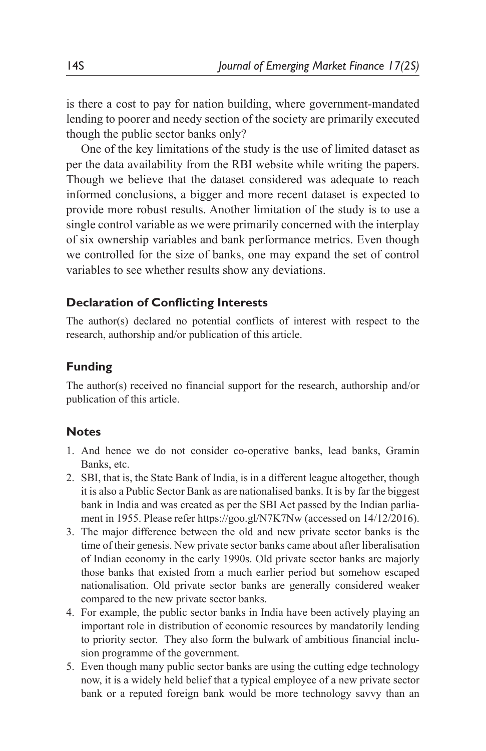is there a cost to pay for nation building, where government-mandated lending to poorer and needy section of the society are primarily executed though the public sector banks only?

One of the key limitations of the study is the use of limited dataset as per the data availability from the RBI website while writing the papers. Though we believe that the dataset considered was adequate to reach informed conclusions, a bigger and more recent dataset is expected to provide more robust results. Another limitation of the study is to use a single control variable as we were primarily concerned with the interplay of six ownership variables and bank performance metrics. Even though we controlled for the size of banks, one may expand the set of control variables to see whether results show any deviations.

### Declaration of Conflicting Interests

The author(s) declared no potential conflicts of interest with respect to the research, authorship and/or publication of this article.

### Funding

The author(s) received no financial support for the research, authorship and/or publication of this article.

### Notes

1. And hence we do not consider co-operative banks, lead banks, Gramin Banks, etc.
2. SBI, that is, the State Bank of India, is in a different league altogether, though it is also a Public Sector Bank as are nationalised banks. It is by far the biggest bank in India and was created as per the SBI Act passed by the Indian parliament in 1955. Please refer https://goo.gl/N7K7Nw (accessed on 14/12/2016).
3. The major difference between the old and new private sector banks is the time of their genesis. New private sector banks came about after liberalisation of Indian economy in the early 1990s. Old private sector banks are majorly those banks that existed from a much earlier period but somehow escaped nationalisation. Old private sector banks are generally considered weaker compared to the new private sector banks.
4. For example, the public sector banks in India have been actively playing an important role in distribution of economic resources by mandatorily lending to priority sector. They also form the bulwark of ambitious financial inclusion programme of the government.
5. Even though many public sector banks are using the cutting edge technology now, it is a widely held belief that a typical employee of a new private sector bank or a reputed foreign bank would be more technology savvy than an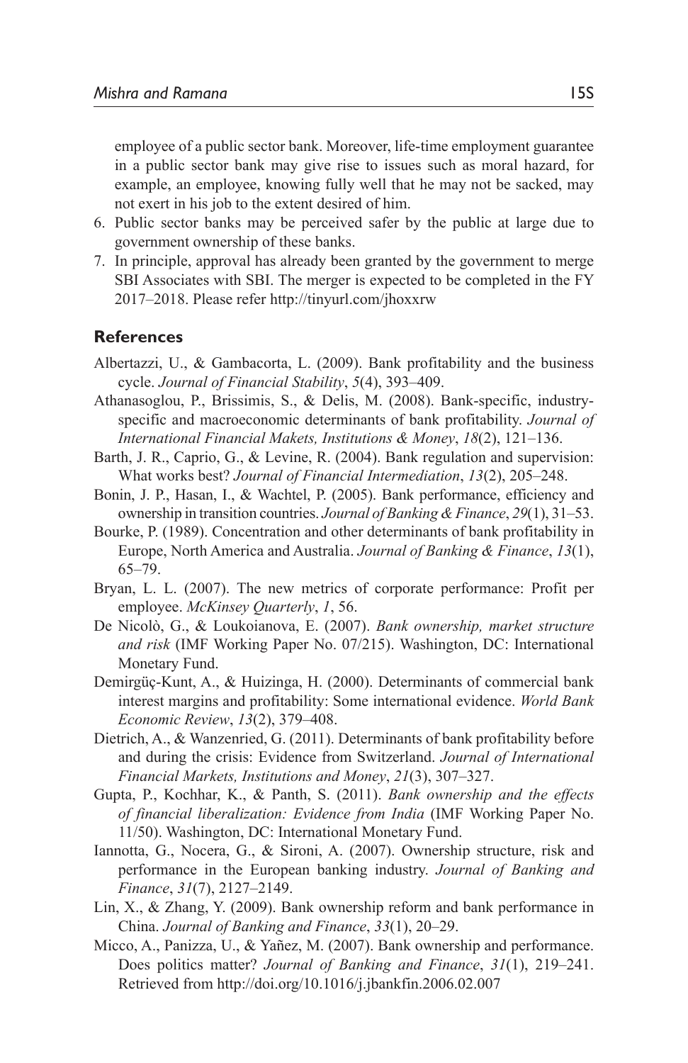employee of a public sector bank. Moreover, life-time employment guarantee in a public sector bank may give rise to issues such as moral hazard, for example, an employee, knowing fully well that he may not be sacked, may not exert in his job to the extent desired of him.

6. Public sector banks may be perceived safer by the public at large due to government ownership of these banks.
7. In principle, approval has already been granted by the government to merge SBI Associates with SBI. The merger is expected to be completed in the FY 2017–2018. Please refer http://tinyurl.com/jhoxxrw

## References

Albertazzi, U., & Gambacorta, L. (2009). Bank profitability and the business cycle. *Journal of Financial Stability*, *5*(4), 393–409.

Athanasoglou, P., Brissimis, S., & Delis, M. (2008). Bank-specific, industry-specific and macroeconomic determinants of bank profitability. *Journal of International Financial Makets, Institutions & Money*, *18*(2), 121–136.

Barth, J. R., Caprio, G., & Levine, R. (2004). Bank regulation and supervision: What works best? *Journal of Financial Intermediation*, *13*(2), 205–248.

Bonin, J. P., Hasan, I., & Wachtel, P. (2005). Bank performance, efficiency and ownership in transition countries. *Journal of Banking & Finance*, *29*(1), 31–53.

Bourke, P. (1989). Concentration and other determinants of bank profitability in Europe, North America and Australia. *Journal of Banking & Finance*, *13*(1), 65–79.

Bryan, L. L. (2007). The new metrics of corporate performance: Profit per employee. *McKinsey Quarterly*, *1*, 56.

De Nicolò, G., & Loukoianova, E. (2007). *Bank ownership, market structure and risk* (IMF Working Paper No. 07/215). Washington, DC: International Monetary Fund.

Demirgüç-Kunt, A., & Huizinga, H. (2000). Determinants of commercial bank interest margins and profitability: Some international evidence. *World Bank Economic Review*, *13*(2), 379–408.

Dietrich, A., & Wanzenried, G. (2011). Determinants of bank profitability before and during the crisis: Evidence from Switzerland. *Journal of International Financial Markets, Institutions and Money*, *21*(3), 307–327.

Gupta, P., Kochhar, K., & Panth, S. (2011). *Bank ownership and the effects of financial liberalization: Evidence from India* (IMF Working Paper No. 11/50). Washington, DC: International Monetary Fund.

Iannotta, G., Nocera, G., & Sironi, A. (2007). Ownership structure, risk and performance in the European banking industry. *Journal of Banking and Finance*, *31*(7), 2127–2149.

Lin, X., & Zhang, Y. (2009). Bank ownership reform and bank performance in China. *Journal of Banking and Finance*, *33*(1), 20–29.

Micco, A., Panizza, U., & Yañez, M. (2007). Bank ownership and performance. Does politics matter? *Journal of Banking and Finance*, *31*(1), 219–241. Retrieved from http://doi.org/10.1016/j.jbankfin.2006.02.007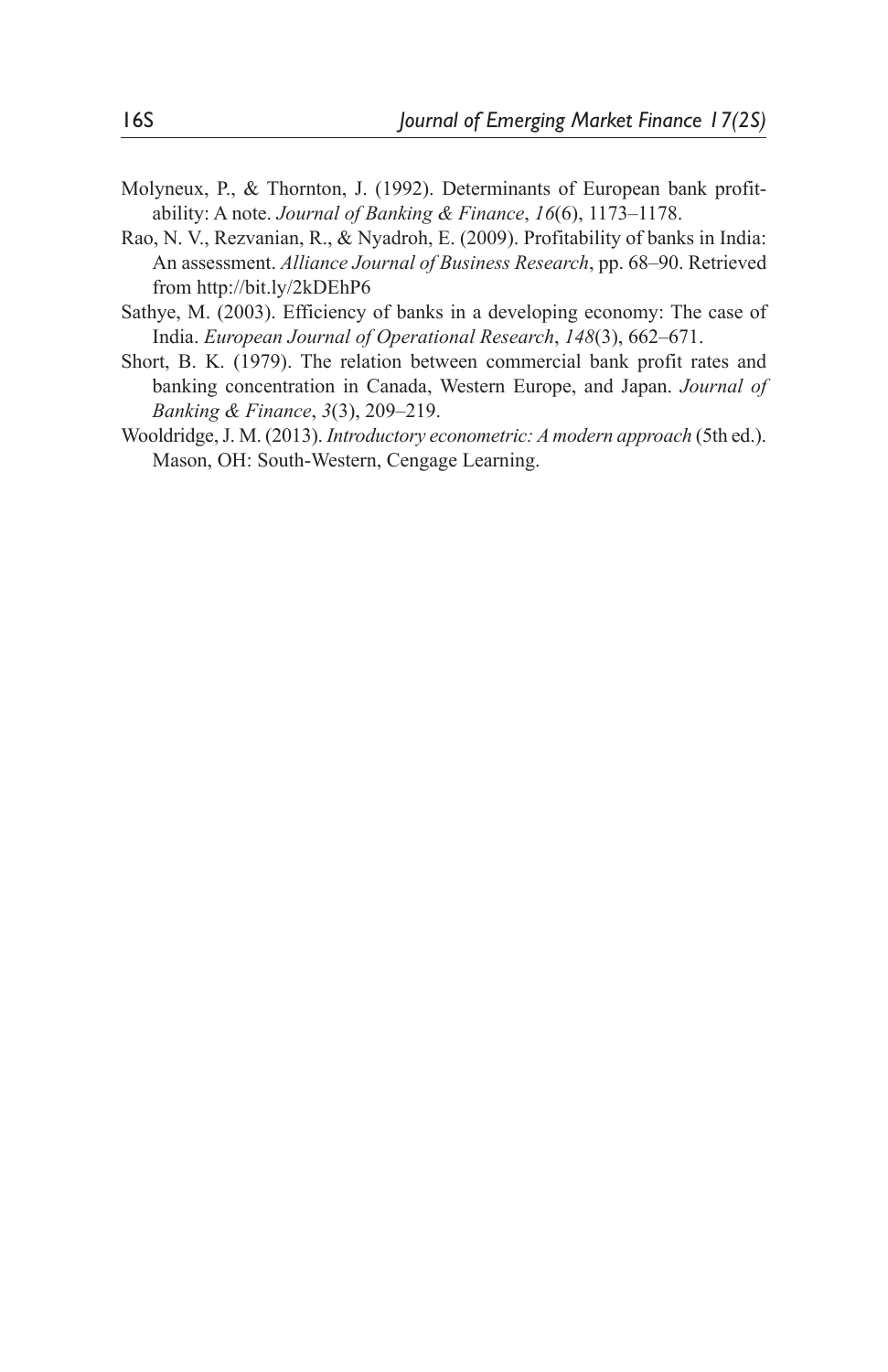Molyneux, P., & Thornton, J. (1992). Determinants of European bank profitability: A note. *Journal of Banking & Finance*, *16*(6), 1173–1178.

Rao, N. V., Rezvanian, R., & Nyadroh, E. (2009). Profitability of banks in India: An assessment. *Alliance Journal of Business Research*, pp. 68–90. Retrieved from http://bit.ly/2kDEhP6

Sathye, M. (2003). Efficiency of banks in a developing economy: The case of India. *European Journal of Operational Research*, *148*(3), 662–671.

Short, B. K. (1979). The relation between commercial bank profit rates and banking concentration in Canada, Western Europe, and Japan. *Journal of Banking & Finance*, *3*(3), 209–219.

Wooldridge, J. M. (2013). *Introductory econometric: A modern approach* (5th ed.). Mason, OH: South-Western, Cengage Learning.